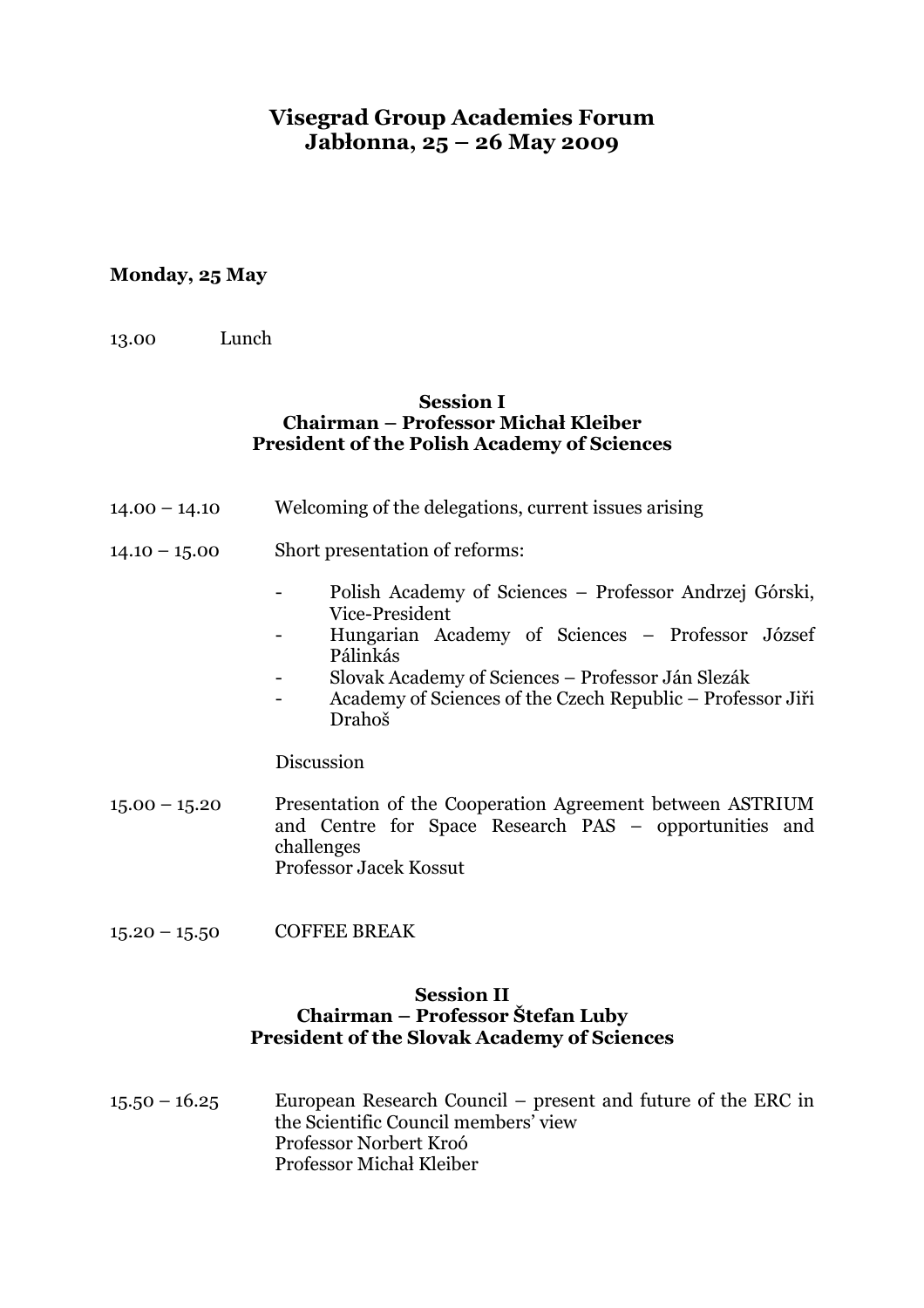# Visegrad Group Academies Forum
# Jabłonna, 25 – 26 May 2009

**Monday, 25 May**

13.00 Lunch

**Session I**
**Chairman – Professor Michał Kleiber**
**President of the Polish Academy of Sciences**

14.00 – 14.10 Welcoming of the delegations, current issues arising

14.10 – 15.00 Short presentation of reforms:

- Polish Academy of Sciences – Professor Andrzej Górski, Vice-President
- Hungarian Academy of Sciences – Professor József Pálinkás
- Slovak Academy of Sciences – Professor Ján Slezák
- Academy of Sciences of the Czech Republic – Professor Jiři Drahoš

Discussion

15.00 – 15.20 Presentation of the Cooperation Agreement between ASTRIUM and Centre for Space Research PAS – opportunities and challenges
Professor Jacek Kossut

15.20 – 15.50 COFFEE BREAK

**Session II**
**Chairman – Professor Štefan Luby**
**President of the Slovak Academy of Sciences**

15.50 – 16.25 European Research Council – present and future of the ERC in the Scientific Council members' view
Professor Norbert Kroó
Professor Michał Kleiber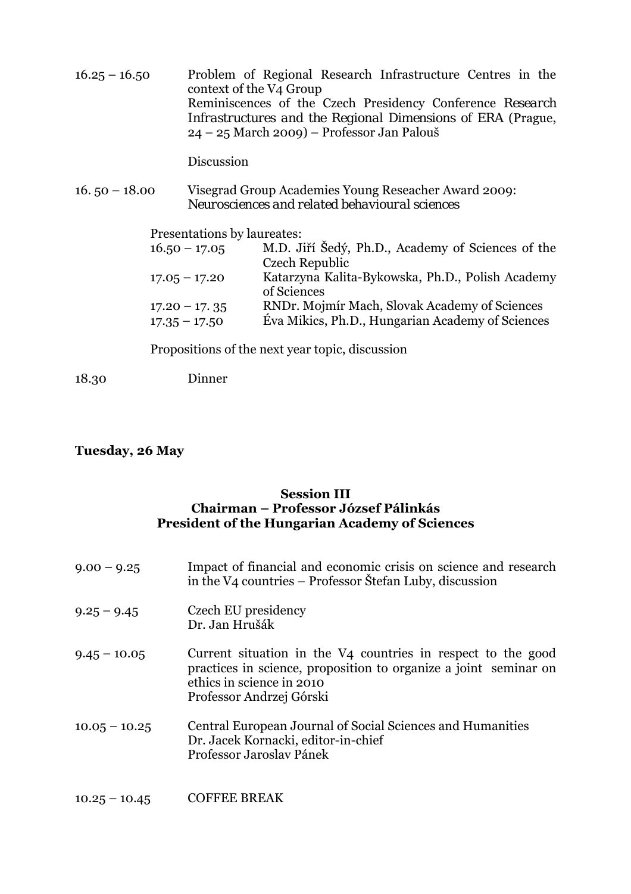16.25 – 16.50 Problem of Regional Research Infrastructure Centres in the context of the V4 Group
Reminiscences of the Czech Presidency Conference *Research Infrastructures and the Regional Dimensions of ERA* (Prague, 24 – 25 March 2009) – Professor Jan Palouš

Discussion

16. 50 – 18.00 Visegrad Group Academies Young Reseacher Award 2009: *Neurosciences and related behavioural sciences*

Presentations by laureates:

| | |
|---|---|
| 16.50 – 17.05 | M.D. Jiří Šedý, Ph.D., Academy of Sciences of the Czech Republic |
| 17.05 – 17.20 | Katarzyna Kalita-Bykowska, Ph.D., Polish Academy of Sciences |
| 17.20 – 17. 35 | RNDr. Mojmír Mach, Slovak Academy of Sciences |
| 17.35 – 17.50 | Éva Mikics, Ph.D., Hungarian Academy of Sciences |

Propositions of the next year topic, discussion

18.30 Dinner

**Tuesday, 26 May**

## Session III
## Chairman – Professor József Pálinkás
## President of the Hungarian Academy of Sciences

9.00 – 9.25 Impact of financial and economic crisis on science and research in the V4 countries – Professor Štefan Luby, discussion

9.25 – 9.45 Czech EU presidency
Dr. Jan Hrušák

9.45 – 10.05 Current situation in the V4 countries in respect to the good practices in science, proposition to organize a joint seminar on ethics in science in 2010
Professor Andrzej Górski

10.05 – 10.25 Central European Journal of Social Sciences and Humanities
Dr. Jacek Kornacki, editor-in-chief
Professor Jaroslav Pánek

10.25 – 10.45 COFFEE BREAK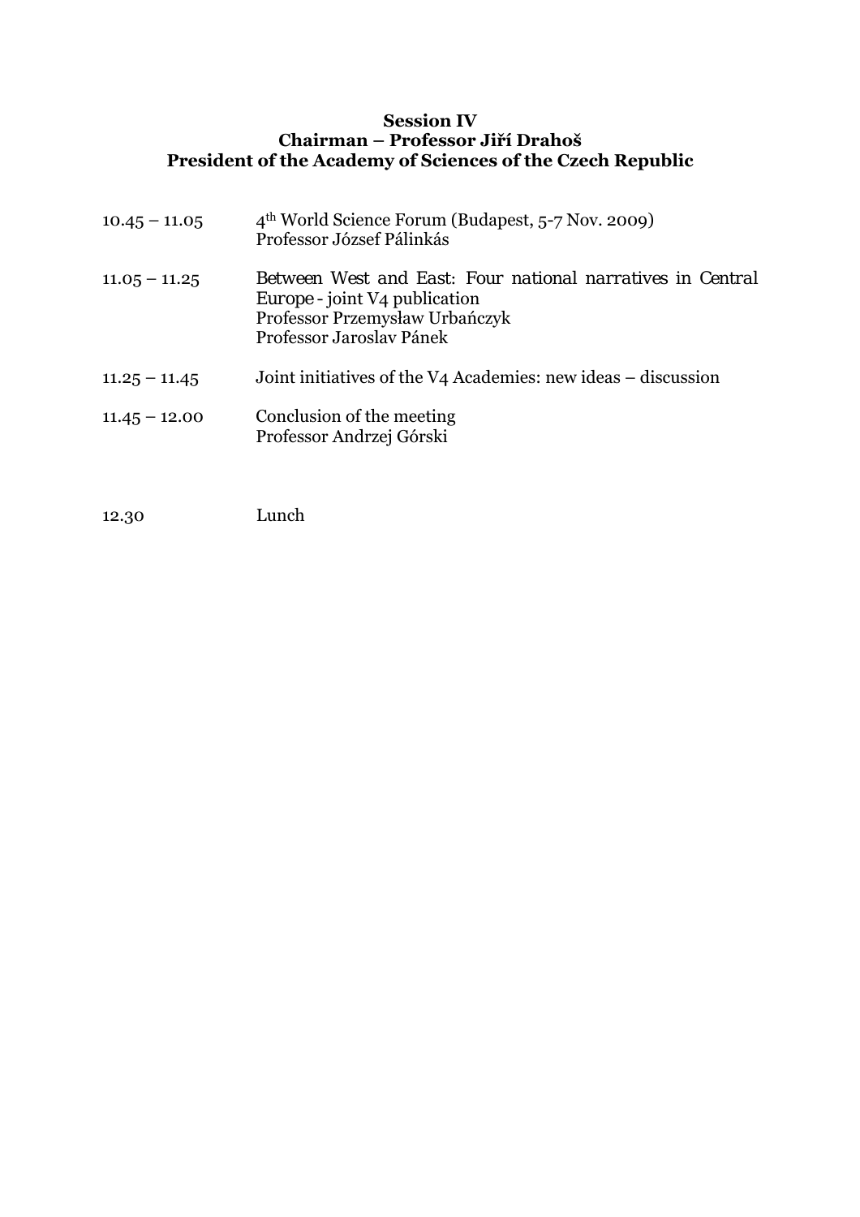**Session IV**
**Chairman – Professor Jiří Drahoš**
**President of the Academy of Sciences of the Czech Republic**

| | |
|---|---|
| 10.45 – 11.05 | 4th World Science Forum (Budapest, 5-7 Nov. 2009)<br>Professor József Pálinkás |
| 11.05 – 11.25 | Between West and East: Four national narratives in Central Europe - joint V4 publication<br>Professor Przemysław Urbańczyk<br>Professor Jaroslav Pánek |
| 11.25 – 11.45 | Joint initiatives of the V4 Academies: new ideas – discussion |
| 11.45 – 12.00 | Conclusion of the meeting<br>Professor Andrzej Górski |
| 12.30 | Lunch |